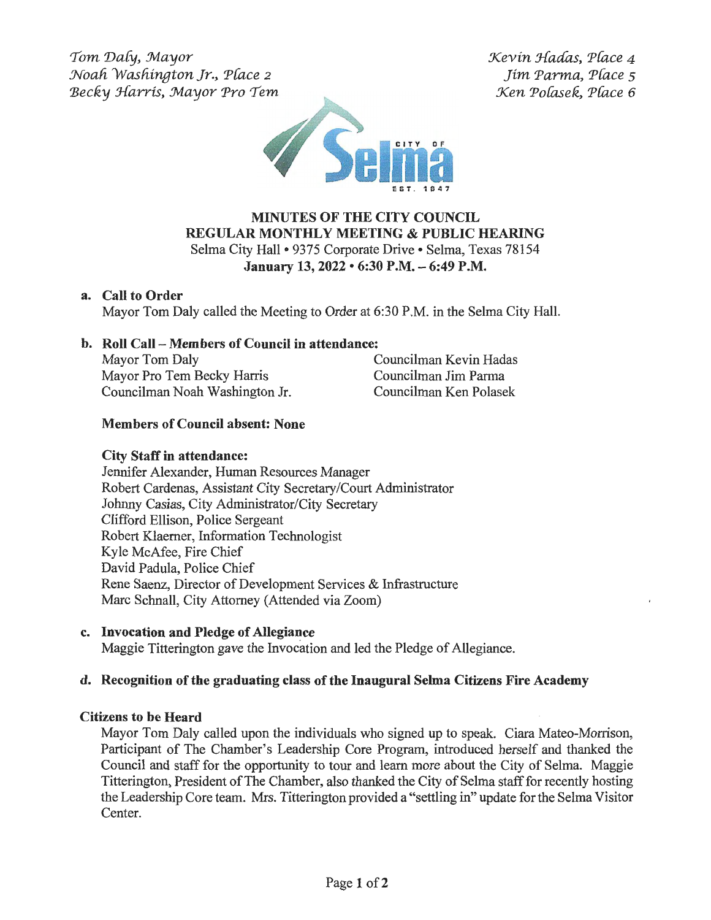*Tom Daly, Mayor*
*Noah Washington Jr., Place 2*
*Becky Harris, Mayor Pro Tem*

*Kevin Hadas, Place 4*
*Jim Parma, Place 5*
*Ken Polasek, Place 6*

# MINUTES OF THE CITY COUNCIL
# REGULAR MONTHLY MEETING & PUBLIC HEARING

Selma City Hall • 9375 Corporate Drive • Selma, Texas 78154
**January 13, 2022 • 6:30 P.M. – 6:49 P.M.**

**a. Call to Order**
Mayor Tom Daly called the Meeting to Order at 6:30 P.M. in the Selma City Hall.

**b. Roll Call – Members of Council in attendance:**

| | |
|---|---|
| Mayor Tom Daly | Councilman Kevin Hadas |
| Mayor Pro Tem Becky Harris | Councilman Jim Parma |
| Councilman Noah Washington Jr. | Councilman Ken Polasek |

**Members of Council absent: None**

**City Staff in attendance:**
Jennifer Alexander, Human Resources Manager
Robert Cardenas, Assistant City Secretary/Court Administrator
Johnny Casias, City Administrator/City Secretary
Clifford Ellison, Police Sergeant
Robert Klaerner, Information Technologist
Kyle McAfee, Fire Chief
David Padula, Police Chief
Rene Saenz, Director of Development Services & Infrastructure
Marc Schnall, City Attorney (Attended via Zoom)

**c. Invocation and Pledge of Allegiance**
Maggie Titterington gave the Invocation and led the Pledge of Allegiance.

**d. Recognition of the graduating class of the Inaugural Selma Citizens Fire Academy**

**Citizens to be Heard**
Mayor Tom Daly called upon the individuals who signed up to speak. Ciara Mateo-Morrison, Participant of The Chamber's Leadership Core Program, introduced herself and thanked the Council and staff for the opportunity to tour and learn more about the City of Selma. Maggie Titterington, President of The Chamber, also thanked the City of Selma staff for recently hosting the Leadership Core team. Mrs. Titterington provided a "settling in" update for the Selma Visitor Center.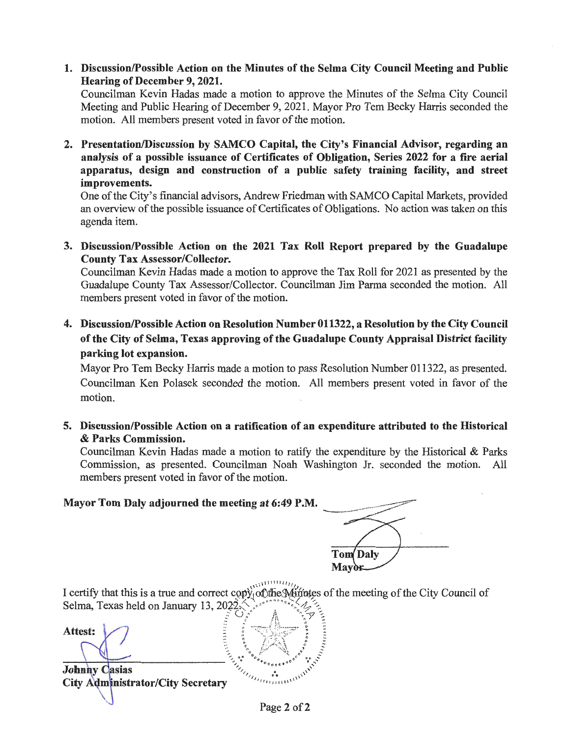1. **Discussion/Possible Action on the Minutes of the Selma City Council Meeting and Public Hearing of December 9, 2021.**
   Councilman Kevin Hadas made a motion to approve the Minutes of the Selma City Council Meeting and Public Hearing of December 9, 2021. Mayor Pro Tem Becky Harris seconded the motion. All members present voted in favor of the motion.

2. **Presentation/Discussion by SAMCO Capital, the City's Financial Advisor, regarding an analysis of a possible issuance of Certificates of Obligation, Series 2022 for a fire aerial apparatus, design and construction of a public safety training facility, and street improvements.**
   One of the City's financial advisors, Andrew Friedman with SAMCO Capital Markets, provided an overview of the possible issuance of Certificates of Obligations. No action was taken on this agenda item.

3. **Discussion/Possible Action on the 2021 Tax Roll Report prepared by the Guadalupe County Tax Assessor/Collector.**
   Councilman Kevin Hadas made a motion to approve the Tax Roll for 2021 as presented by the Guadalupe County Tax Assessor/Collector. Councilman Jim Parma seconded the motion. All members present voted in favor of the motion.

4. **Discussion/Possible Action on Resolution Number 011322, a Resolution by the City Council of the City of Selma, Texas approving of the Guadalupe County Appraisal District facility parking lot expansion.**
   Mayor Pro Tem Becky Harris made a motion to pass Resolution Number 011322, as presented. Councilman Ken Polasek seconded the motion. All members present voted in favor of the motion.

5. **Discussion/Possible Action on a ratification of an expenditure attributed to the Historical & Parks Commission.**
   Councilman Kevin Hadas made a motion to ratify the expenditure by the Historical & Parks Commission, as presented. Councilman Noah Washington Jr. seconded the motion. All members present voted in favor of the motion.

**Mayor Tom Daly adjourned the meeting at 6:49 P.M.**

**Tom Daly**
**Mayor**

I certify that this is a true and correct copy of the Minutes of the meeting of the City Council of Selma, Texas held on January 13, 2022.

**Attest:**

**Johnny Casias**
**City Administrator/City Secretary**